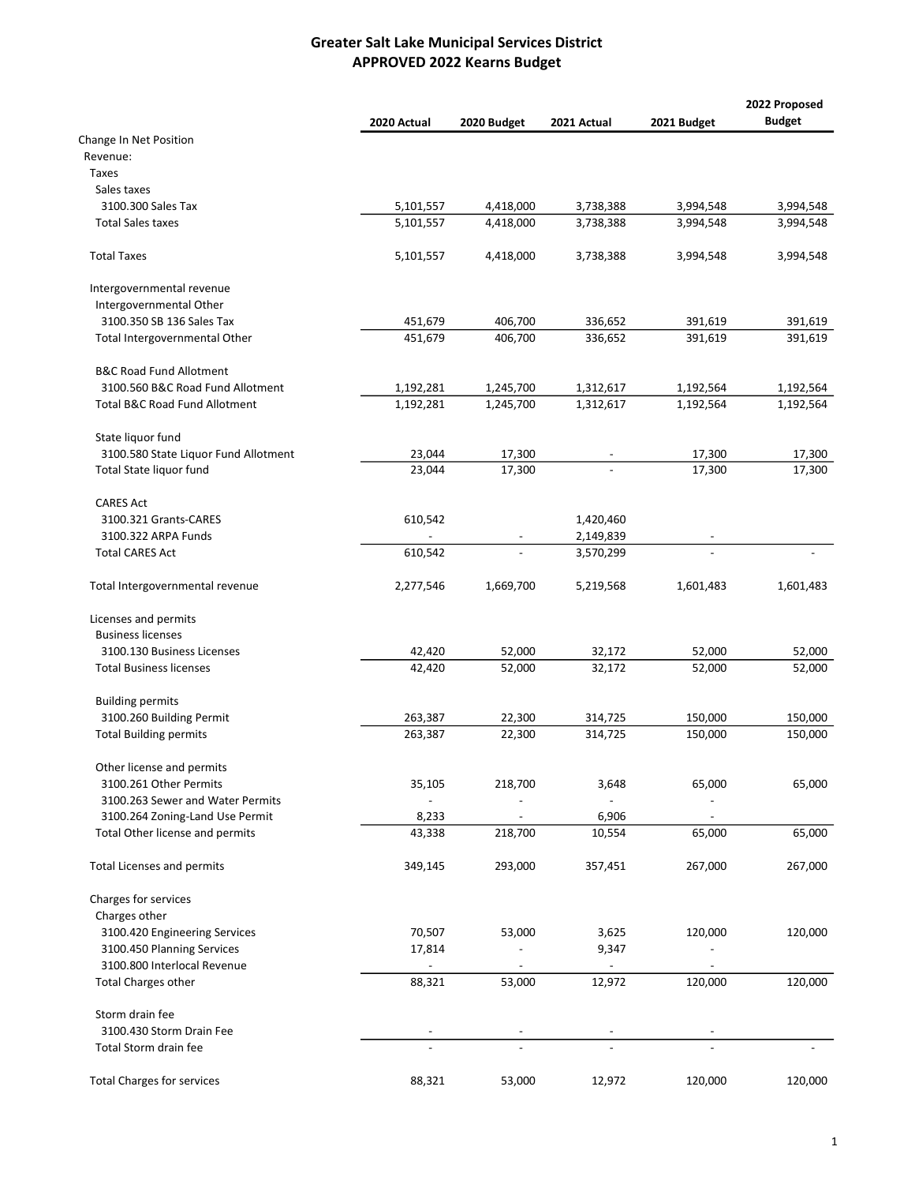# Greater Salt Lake Municipal Services District
## APPROVED 2022 Kearns Budget

| | 2020 Actual | 2020 Budget | 2021 Actual | 2021 Budget | 2022 Proposed Budget |
|---|---|---|---|---|---|
| Change In Net Position | | | | | |
| Revenue: | | | | | |
| Taxes | | | | | |
| Sales taxes | | | | | |
| 3100.300 Sales Tax | 5,101,557 | 4,418,000 | 3,738,388 | 3,994,548 | 3,994,548 |
| Total Sales taxes | 5,101,557 | 4,418,000 | 3,738,388 | 3,994,548 | 3,994,548 |
| Total Taxes | 5,101,557 | 4,418,000 | 3,738,388 | 3,994,548 | 3,994,548 |
| Intergovernmental revenue | | | | | |
| Intergovernmental Other | | | | | |
| 3100.350 SB 136 Sales Tax | 451,679 | 406,700 | 336,652 | 391,619 | 391,619 |
| Total Intergovernmental Other | 451,679 | 406,700 | 336,652 | 391,619 | 391,619 |
| B&C Road Fund Allotment | | | | | |
| 3100.560 B&C Road Fund Allotment | 1,192,281 | 1,245,700 | 1,312,617 | 1,192,564 | 1,192,564 |
| Total B&C Road Fund Allotment | 1,192,281 | 1,245,700 | 1,312,617 | 1,192,564 | 1,192,564 |
| State liquor fund | | | | | |
| 3100.580 State Liquor Fund Allotment | 23,044 | 17,300 | - | 17,300 | 17,300 |
| Total State liquor fund | 23,044 | 17,300 | - | 17,300 | 17,300 |
| CARES Act | | | | | |
| 3100.321 Grants-CARES | 610,542 | | 1,420,460 | | |
| 3100.322 ARPA Funds | - | - | 2,149,839 | - | |
| Total CARES Act | 610,542 | - | 3,570,299 | - | - |
| Total Intergovernmental revenue | 2,277,546 | 1,669,700 | 5,219,568 | 1,601,483 | 1,601,483 |
| Licenses and permits | | | | | |
| Business licenses | | | | | |
| 3100.130 Business Licenses | 42,420 | 52,000 | 32,172 | 52,000 | 52,000 |
| Total Business licenses | 42,420 | 52,000 | 32,172 | 52,000 | 52,000 |
| Building permits | | | | | |
| 3100.260 Building Permit | 263,387 | 22,300 | 314,725 | 150,000 | 150,000 |
| Total Building permits | 263,387 | 22,300 | 314,725 | 150,000 | 150,000 |
| Other license and permits | | | | | |
| 3100.261 Other Permits | 35,105 | 218,700 | 3,648 | 65,000 | 65,000 |
| 3100.263 Sewer and Water Permits | - | - | - | - | |
| 3100.264 Zoning-Land Use Permit | 8,233 | - | 6,906 | - | |
| Total Other license and permits | 43,338 | 218,700 | 10,554 | 65,000 | 65,000 |
| Total Licenses and permits | 349,145 | 293,000 | 357,451 | 267,000 | 267,000 |
| Charges for services | | | | | |
| Charges other | | | | | |
| 3100.420 Engineering Services | 70,507 | 53,000 | 3,625 | 120,000 | 120,000 |
| 3100.450 Planning Services | 17,814 | - | 9,347 | - | |
| 3100.800 Interlocal Revenue | - | - | - | - | |
| Total Charges other | 88,321 | 53,000 | 12,972 | 120,000 | 120,000 |
| Storm drain fee | | | | | |
| 3100.430 Storm Drain Fee | - | - | - | - | |
| Total Storm drain fee | - | - | - | - | - |
| Total Charges for services | 88,321 | 53,000 | 12,972 | 120,000 | 120,000 |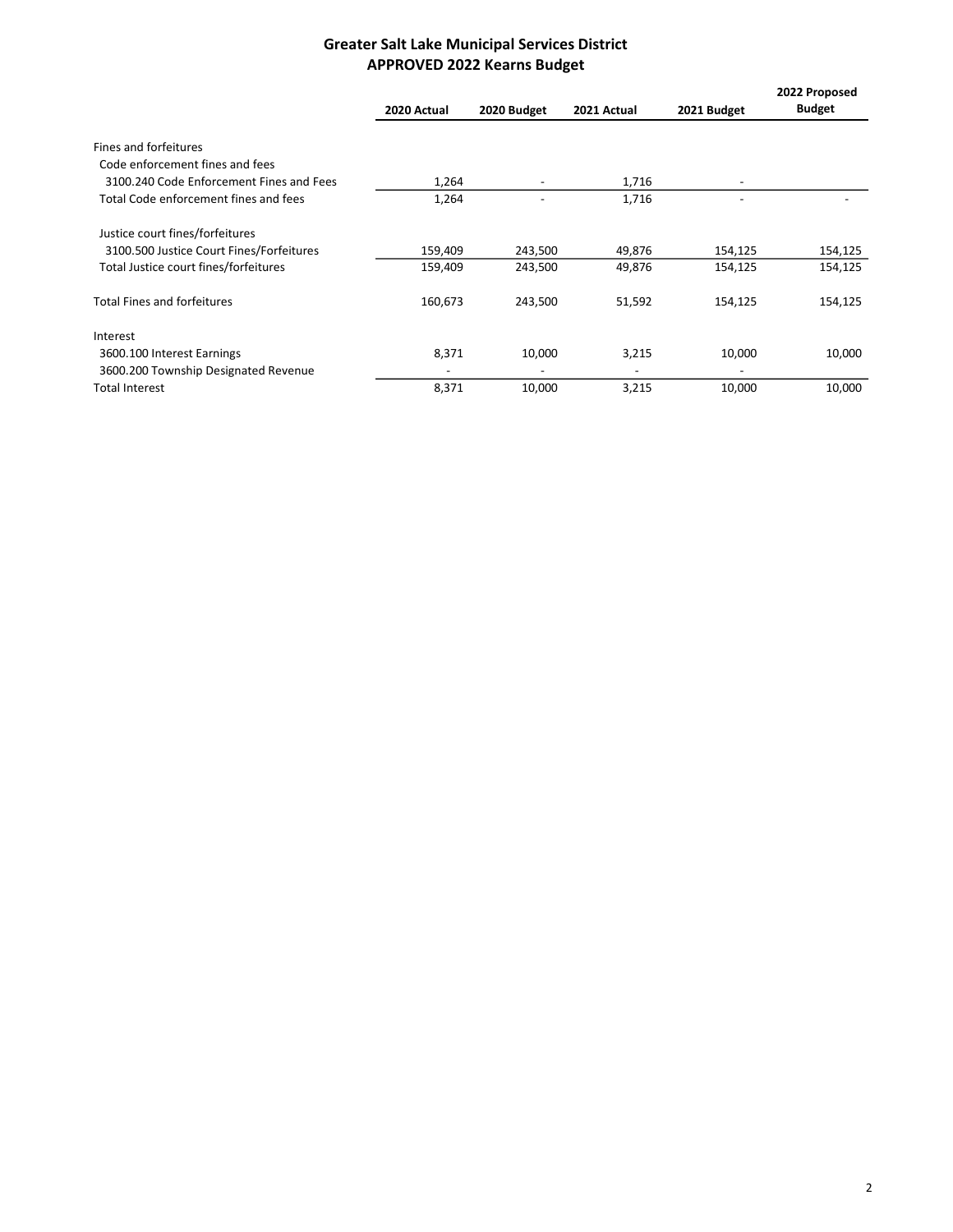# Greater Salt Lake Municipal Services District
## APPROVED 2022 Kearns Budget

| | 2020 Actual | 2020 Budget | 2021 Actual | 2021 Budget | 2022 Proposed Budget |
|---|---|---|---|---|---|
| Fines and forfeitures | | | | | |
| Code enforcement fines and fees | | | | | |
| 3100.240 Code Enforcement Fines and Fees | 1,264 | - | 1,716 | - | |
| Total Code enforcement fines and fees | 1,264 | - | 1,716 | - | - |
| Justice court fines/forfeitures | | | | | |
| 3100.500 Justice Court Fines/Forfeitures | 159,409 | 243,500 | 49,876 | 154,125 | 154,125 |
| Total Justice court fines/forfeitures | 159,409 | 243,500 | 49,876 | 154,125 | 154,125 |
| Total Fines and forfeitures | 160,673 | 243,500 | 51,592 | 154,125 | 154,125 |
| Interest | | | | | |
| 3600.100 Interest Earnings | 8,371 | 10,000 | 3,215 | 10,000 | 10,000 |
| 3600.200 Township Designated Revenue | - | - | - | - | |
| Total Interest | 8,371 | 10,000 | 3,215 | 10,000 | 10,000 |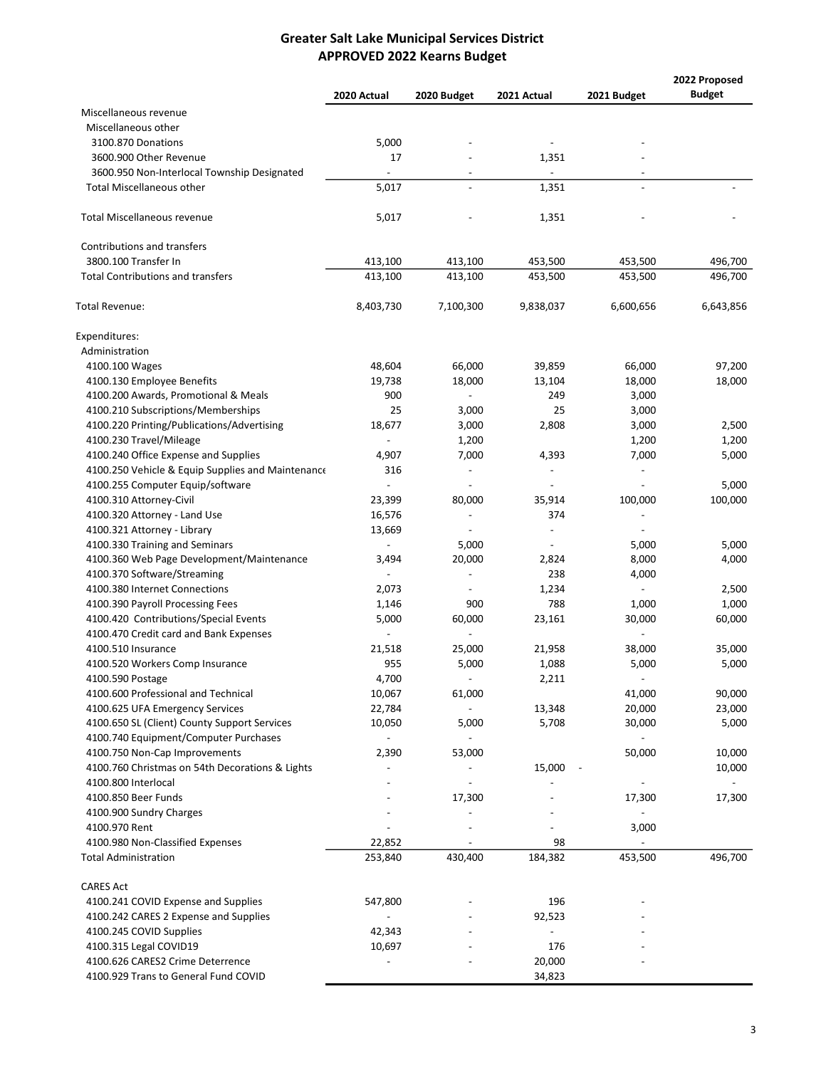# Greater Salt Lake Municipal Services District
## APPROVED 2022 Kearns Budget

| | 2020 Actual | 2020 Budget | 2021 Actual | 2021 Budget | 2022 Proposed Budget |
|---|---|---|---|---|---|
| Miscellaneous revenue | | | | | |
| Miscellaneous other | | | | | |
| 3100.870 Donations | 5,000 | - | - | - | |
| 3600.900 Other Revenue | 17 | - | 1,351 | - | |
| 3600.950 Non-Interlocal Township Designated | - | - | - | - | |
| Total Miscellaneous other | 5,017 | - | 1,351 | - | - |
| Total Miscellaneous revenue | 5,017 | - | 1,351 | - | - |
| Contributions and transfers | | | | | |
| 3800.100 Transfer In | 413,100 | 413,100 | 453,500 | 453,500 | 496,700 |
| Total Contributions and transfers | 413,100 | 413,100 | 453,500 | 453,500 | 496,700 |
| Total Revenue: | 8,403,730 | 7,100,300 | 9,838,037 | 6,600,656 | 6,643,856 |
| Expenditures: | | | | | |
| Administration | | | | | |
| 4100.100 Wages | 48,604 | 66,000 | 39,859 | 66,000 | 97,200 |
| 4100.130 Employee Benefits | 19,738 | 18,000 | 13,104 | 18,000 | 18,000 |
| 4100.200 Awards, Promotional & Meals | 900 | - | 249 | 3,000 | |
| 4100.210 Subscriptions/Memberships | 25 | 3,000 | 25 | 3,000 | |
| 4100.220 Printing/Publications/Advertising | 18,677 | 3,000 | 2,808 | 3,000 | 2,500 |
| 4100.230 Travel/Mileage | - | 1,200 | | 1,200 | 1,200 |
| 4100.240 Office Expense and Supplies | 4,907 | 7,000 | 4,393 | 7,000 | 5,000 |
| 4100.250 Vehicle & Equip Supplies and Maintenance | 316 | - | - | - | |
| 4100.255 Computer Equip/software | - | - | - | - | 5,000 |
| 4100.310 Attorney-Civil | 23,399 | 80,000 | 35,914 | 100,000 | 100,000 |
| 4100.320 Attorney - Land Use | 16,576 | - | 374 | - | |
| 4100.321 Attorney - Library | 13,669 | - | - | - | |
| 4100.330 Training and Seminars | - | 5,000 | - | 5,000 | 5,000 |
| 4100.360 Web Page Development/Maintenance | 3,494 | 20,000 | 2,824 | 8,000 | 4,000 |
| 4100.370 Software/Streaming | - | - | 238 | 4,000 | |
| 4100.380 Internet Connections | 2,073 | - | 1,234 | - | 2,500 |
| 4100.390 Payroll Processing Fees | 1,146 | 900 | 788 | 1,000 | 1,000 |
| 4100.420 Contributions/Special Events | 5,000 | 60,000 | 23,161 | 30,000 | 60,000 |
| 4100.470 Credit card and Bank Expenses | - | - | | - | |
| 4100.510 Insurance | 21,518 | 25,000 | 21,958 | 38,000 | 35,000 |
| 4100.520 Workers Comp Insurance | 955 | 5,000 | 1,088 | 5,000 | 5,000 |
| 4100.590 Postage | 4,700 | - | 2,211 | - | |
| 4100.600 Professional and Technical | 10,067 | 61,000 | | 41,000 | 90,000 |
| 4100.625 UFA Emergency Services | 22,784 | - | 13,348 | 20,000 | 23,000 |
| 4100.650 SL (Client) County Support Services | 10,050 | 5,000 | 5,708 | 30,000 | 5,000 |
| 4100.740 Equipment/Computer Purchases | - | - | | - | |
| 4100.750 Non-Cap Improvements | 2,390 | 53,000 | | 50,000 | 10,000 |
| 4100.760 Christmas on 54th Decorations & Lights | - | - | 15,000 | - | 10,000 |
| 4100.800 Interlocal | - | - | - | - | - |
| 4100.850 Beer Funds | - | 17,300 | - | 17,300 | 17,300 |
| 4100.900 Sundry Charges | - | - | - | - | |
| 4100.970 Rent | - | - | - | 3,000 | |
| 4100.980 Non-Classified Expenses | 22,852 | - | 98 | - | |
| Total Administration | 253,840 | 430,400 | 184,382 | 453,500 | 496,700 |
| CARES Act | | | | | |
| 4100.241 COVID Expense and Supplies | 547,800 | - | 196 | - | |
| 4100.242 CARES 2 Expense and Supplies | - | - | 92,523 | - | |
| 4100.245 COVID Supplies | 42,343 | - | - | - | |
| 4100.315 Legal COVID19 | 10,697 | - | 176 | - | |
| 4100.626 CARES2 Crime Deterrence | - | - | 20,000 | - | |
| 4100.929 Trans to General Fund COVID | | | 34,823 | | |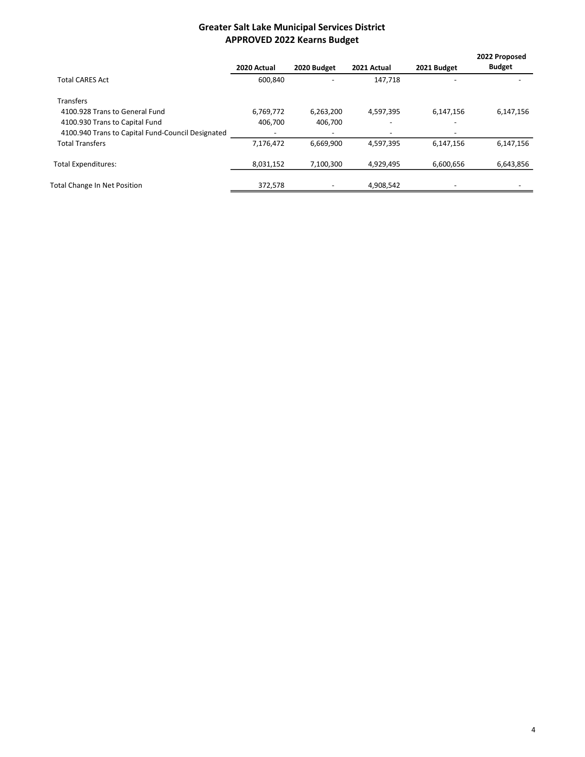## Greater Salt Lake Municipal Services District
## APPROVED 2022 Kearns Budget

| | 2020 Actual | 2020 Budget | 2021 Actual | 2021 Budget | 2022 Proposed Budget |
|---|---|---|---|---|---|
| Total CARES Act | 600,840 | - | 147,718 | - | - |
| Transfers | | | | | |
| 4100.928 Trans to General Fund | 6,769,772 | 6,263,200 | 4,597,395 | 6,147,156 | 6,147,156 |
| 4100.930 Trans to Capital Fund | 406,700 | 406,700 | - | - | |
| 4100.940 Trans to Capital Fund-Council Designated | - | - | - | - | |
| Total Transfers | 7,176,472 | 6,669,900 | 4,597,395 | 6,147,156 | 6,147,156 |
| Total Expenditures: | 8,031,152 | 7,100,300 | 4,929,495 | 6,600,656 | 6,643,856 |
| Total Change In Net Position | 372,578 | - | 4,908,542 | - | - |